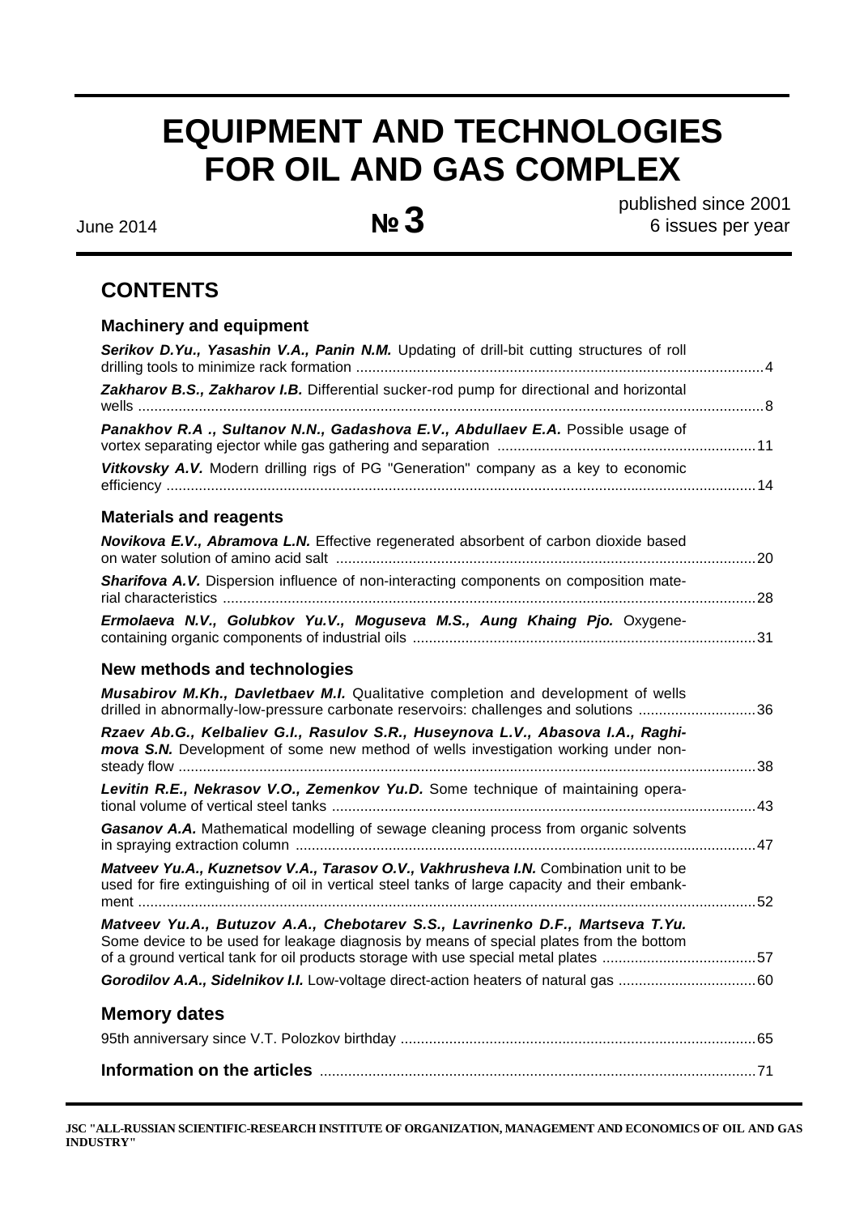# EQUIPMENT AND TECHNOLOGIES FOR OIL AND GAS COMPLEX

June 2014 **№ 3** published since 2001
6 issues per year

## CONTENTS

### Machinery and equipment

***Serikov D.Yu., Yasashin V.A., Panin N.M.*** Updating of drill-bit cutting structures of roll drilling tools to minimize rack formation .......... 4

***Zakharov B.S., Zakharov I.B.*** Differential sucker-rod pump for directional and horizontal wells .......... 8

***Panakhov R.A ., Sultanov N.N., Gadashova E.V., Abdullaev E.A.*** Possible usage of vortex separating ejector while gas gathering and separation .......... 11

***Vitkovsky A.V.*** Modern drilling rigs of PG "Generation" company as a key to economic efficiency .......... 14

### Materials and reagents

***Novikova E.V., Abramova L.N.*** Effective regenerated absorbent of carbon dioxide based on water solution of amino acid salt .......... 20

***Sharifova A.V.*** Dispersion influence of non-interacting components on composition material characteristics .......... 28

***Ermolaeva N.V., Golubkov Yu.V., Moguseva M.S., Aung Khaing Pjo.*** Oxygene-containing organic components of industrial oils .......... 31

### New methods and technologies

***Musabirov M.Kh., Davletbaev M.I.*** Qualitative completion and development of wells drilled in abnormally-low-pressure carbonate reservoirs: challenges and solutions .......... 36

***Rzaev Ab.G., Kelbaliev G.I., Rasulov S.R., Huseynova L.V., Abasova I.A., Raghimova S.N.*** Development of some new method of wells investigation working under non-steady flow .......... 38

***Levitin R.E., Nekrasov V.O., Zemenkov Yu.D.*** Some technique of maintaining operational volume of vertical steel tanks .......... 43

***Gasanov A.A.*** Mathematical modelling of sewage cleaning process from organic solvents in spraying extraction column .......... 47

***Matveev Yu.A., Kuznetsov V.A., Tarasov O.V., Vakhrusheva I.N.*** Combination unit to be used for fire extinguishing of oil in vertical steel tanks of large capacity and their embankment .......... 52

***Matveev Yu.A., Butuzov A.A., Chebotarev S.S., Lavrinenko D.F., Martseva T.Yu.*** Some device to be used for leakage diagnosis by means of special plates from the bottom of a ground vertical tank for oil products storage with use special metal plates .......... 57

***Gorodilov A.A., Sidelnikov I.I.*** Low-voltage direct-action heaters of natural gas .......... 60

### Memory dates

95th anniversary since V.T. Polozkov birthday .......... 65

**Information on the articles** .......... 71

JSC "ALL-RUSSIAN SCIENTIFIC-RESEARCH INSTITUTE OF ORGANIZATION, MANAGEMENT AND ECONOMICS OF OIL AND GAS INDUSTRY"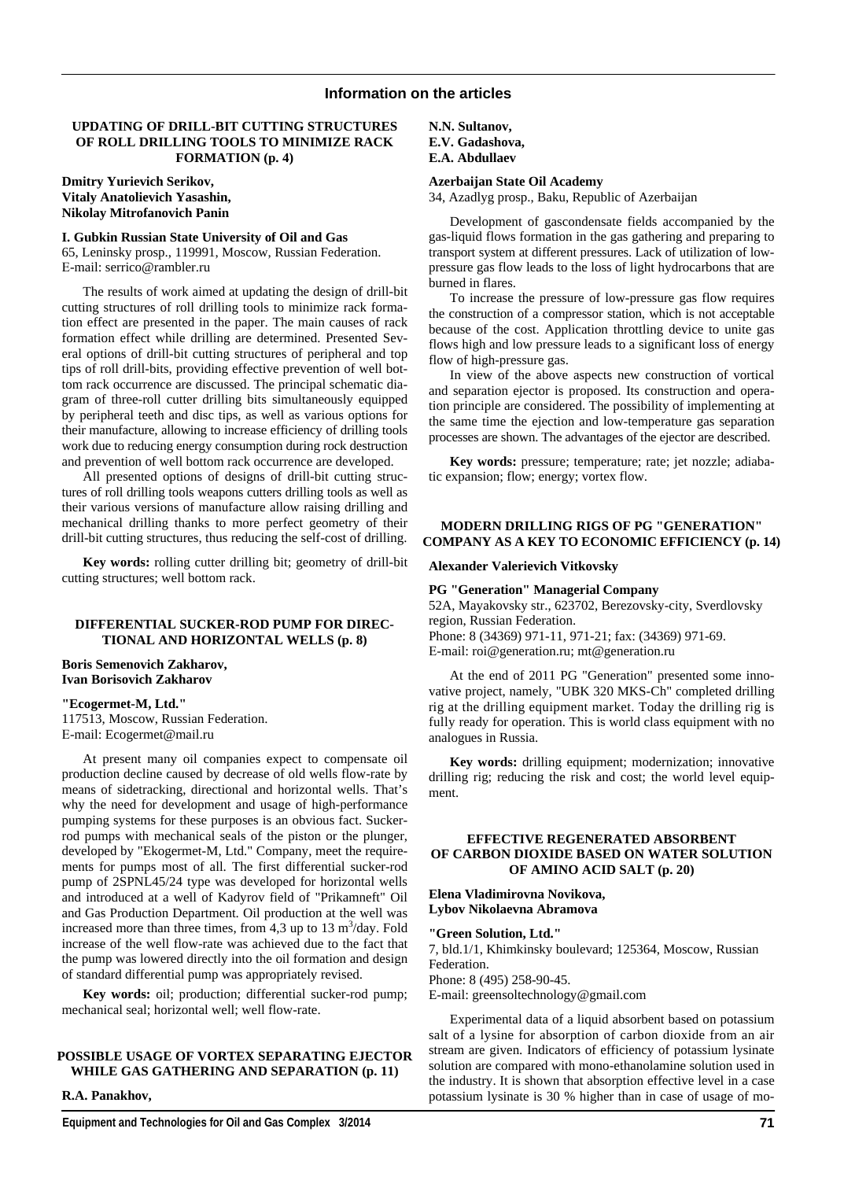## Information on the articles

### UPDATING OF DRILL-BIT CUTTING STRUCTURES OF ROLL DRILLING TOOLS TO MINIMIZE RACK FORMATION (p. 4)

**Dmitry Yurievich Serikov,**
**Vitaly Anatolievich Yasashin,**
**Nikolay Mitrofanovich Panin**

**I. Gubkin Russian State University of Oil and Gas**
65, Leninsky prosp., 119991, Moscow, Russian Federation.
E-mail: serrico@rambler.ru

The results of work aimed at updating the design of drill-bit cutting structures of roll drilling tools to minimize rack formation effect are presented in the paper. The main causes of rack formation effect while drilling are determined. Presented Several options of drill-bit cutting structures of peripheral and top tips of roll drill-bits, providing effective prevention of well bottom rack occurrence are discussed. The principal schematic diagram of three-roll cutter drilling bits simultaneously equipped by peripheral teeth and disc tips, as well as various options for their manufacture, allowing to increase efficiency of drilling tools work due to reducing energy consumption during rock destruction and prevention of well bottom rack occurrence are developed.

All presented options of designs of drill-bit cutting structures of roll drilling tools weapons cutters drilling tools as well as their various versions of manufacture allow raising drilling and mechanical drilling thanks to more perfect geometry of their drill-bit cutting structures, thus reducing the self-cost of drilling.

**Key words:** rolling cutter drilling bit; geometry of drill-bit cutting structures; well bottom rack.

### DIFFERENTIAL SUCKER-ROD PUMP FOR DIRECTIONAL AND HORIZONTAL WELLS (p. 8)

**Boris Semenovich Zakharov,**
**Ivan Borisovich Zakharov**

**"Ecogermet-M, Ltd."**
117513, Moscow, Russian Federation.
E-mail: Ecogermet@mail.ru

At present many oil companies expect to compensate oil production decline caused by decrease of old wells flow-rate by means of sidetracking, directional and horizontal wells. That's why the need for development and usage of high-performance pumping systems for these purposes is an obvious fact. Sucker-rod pumps with mechanical seals of the piston or the plunger, developed by "Ekogermet-M, Ltd." Company, meet the requirements for pumps most of all. The first differential sucker-rod pump of 2SPNL45/24 type was developed for horizontal wells and introduced at a well of Kadyrov field of "Prikamneft" Oil and Gas Production Department. Oil production at the well was increased more than three times, from 4,3 up to 13 $m^3$/day. Fold increase of the well flow-rate was achieved due to the fact that the pump was lowered directly into the oil formation and design of standard differential pump was appropriately revised.

**Key words:** oil; production; differential sucker-rod pump; mechanical seal; horizontal well; well flow-rate.

### POSSIBLE USAGE OF VORTEX SEPARATING EJECTOR WHILE GAS GATHERING AND SEPARATION (p. 11)

**R.A. Panakhov,**
**N.N. Sultanov,**
**E.V. Gadashova,**
**E.A. Abdullaev**

**Azerbaijan State Oil Academy**
34, Azadlyg prosp., Baku, Republic of Azerbaijan

Development of gascondensate fields accompanied by the gas-liquid flows formation in the gas gathering and preparing to transport system at different pressures. Lack of utilization of low-pressure gas flow leads to the loss of light hydrocarbons that are burned in flares.

To increase the pressure of low-pressure gas flow requires the construction of a compressor station, which is not acceptable because of the cost. Application throttling device to unite gas flows high and low pressure leads to a significant loss of energy flow of high-pressure gas.

In view of the above aspects new construction of vortical and separation ejector is proposed. Its construction and operation principle are considered. The possibility of implementing at the same time the ejection and low-temperature gas separation processes are shown. The advantages of the ejector are described.

**Key words:** pressure; temperature; rate; jet nozzle; adiabatic expansion; flow; energy; vortex flow.

### MODERN DRILLING RIGS OF PG "GENERATION" COMPANY AS A KEY TO ECONOMIC EFFICIENCY (p. 14)

**Alexander Valerievich Vitkovsky**

**PG "Generation" Managerial Company**
52A, Mayakovsky str., 623702, Berezovsky-city, Sverdlovsky region, Russian Federation.
Phone: 8 (34369) 971-11, 971-21; fax: (34369) 971-69.
E-mail: roi@generation.ru; mt@generation.ru

At the end of 2011 PG "Generation" presented some innovative project, namely, "UBK 320 MKS-Ch" completed drilling rig at the drilling equipment market. Today the drilling rig is fully ready for operation. This is world class equipment with no analogues in Russia.

**Key words:** drilling equipment; modernization; innovative drilling rig; reducing the risk and cost; the world level equipment.

### EFFECTIVE REGENERATED ABSORBENT OF CARBON DIOXIDE BASED ON WATER SOLUTION OF AMINO ACID SALT (p. 20)

**Elena Vladimirovna Novikova,**
**Lybov Nikolaevna Abramova**

**"Green Solution, Ltd."**
7, bld.1/1, Khimkinsky boulevard; 125364, Moscow, Russian Federation.
Phone: 8 (495) 258-90-45.
E-mail: greensoltechnology@gmail.com

Experimental data of a liquid absorbent based on potassium salt of a lysine for absorption of carbon dioxide from an air stream are given. Indicators of efficiency of potassium lysinate solution are compared with mono-ethanolamine solution used in the industry. It is shown that absorption effective level in a case potassium lysinate is 30 % higher than in case of usage of mo-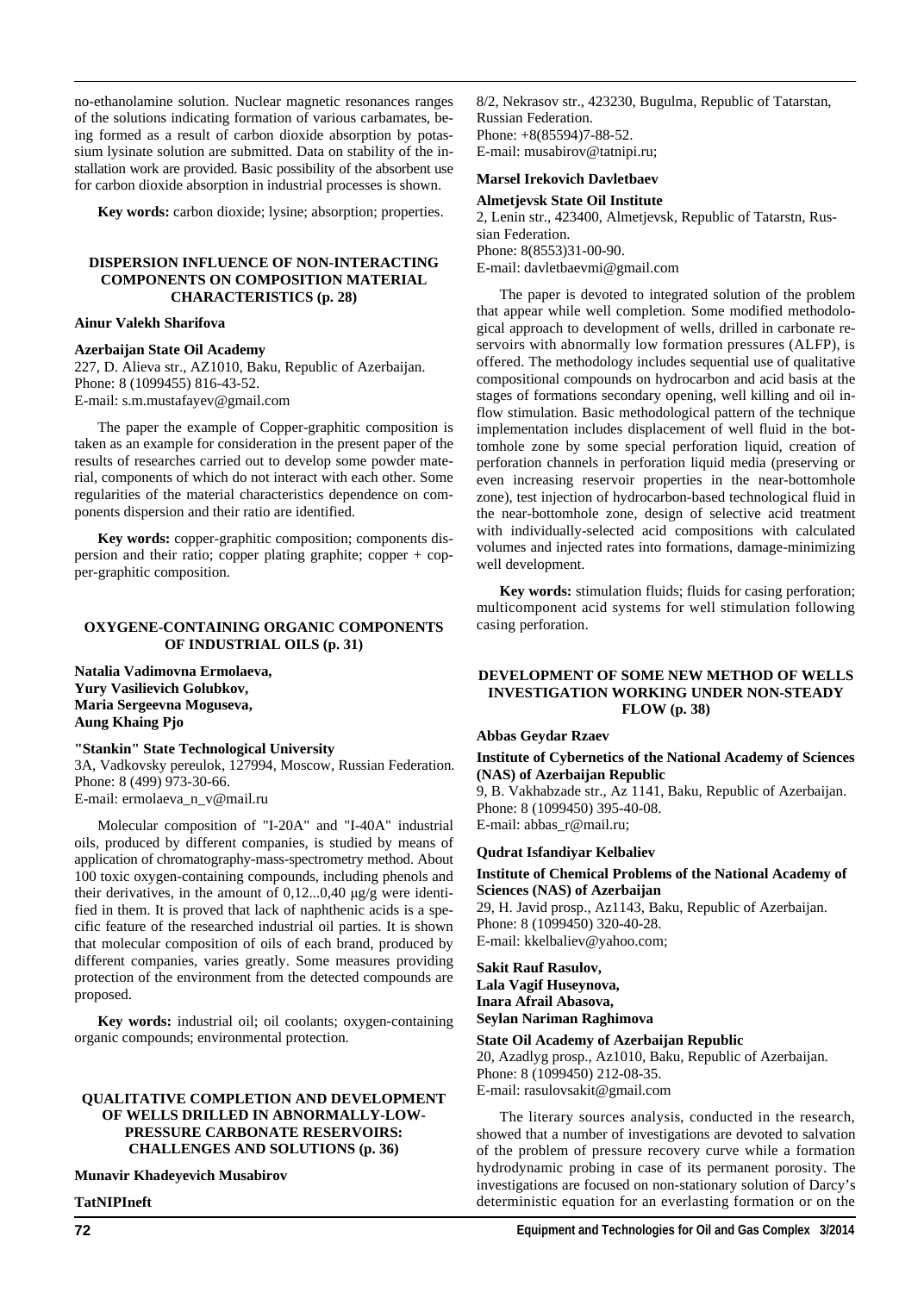no-ethanolamine solution. Nuclear magnetic resonances ranges of the solutions indicating formation of various carbamates, being formed as a result of carbon dioxide absorption by potassium lysinate solution are submitted. Data on stability of the installation work are provided. Basic possibility of the absorbent use for carbon dioxide absorption in industrial processes is shown.

**Key words:** carbon dioxide; lysine; absorption; properties.

### DISPERSION INFLUENCE OF NON-INTERACTING COMPONENTS ON COMPOSITION MATERIAL CHARACTERISTICS (p. 28)

**Ainur Valekh Sharifova**

**Azerbaijan State Oil Academy**
227, D. Alieva str., AZ1010, Baku, Republic of Azerbaijan.
Phone: 8 (1099455) 816-43-52.
E-mail: s.m.mustafayev@gmail.com

The paper the example of Copper-graphitic composition is taken as an example for consideration in the present paper of the results of researches carried out to develop some powder material, components of which do not interact with each other. Some regularities of the material characteristics dependence on components dispersion and their ratio are identified.

**Key words:** copper-graphitic composition; components dispersion and their ratio; copper plating graphite; copper + copper-graphitic composition.

### OXYGENE-CONTAINING ORGANIC COMPONENTS OF INDUSTRIAL OILS (p. 31)

**Natalia Vadimovna Ermolaeva, Yury Vasilievich Golubkov, Maria Sergeevna Moguseva, Aung Khaing Pjo**

**"Stankin" State Technological University**
3A, Vadkovsky pereulok, 127994, Moscow, Russian Federation.
Phone: 8 (499) 973-30-66.
E-mail: ermolaeva_n_v@mail.ru

Molecular composition of "I-20A" and "I-40A" industrial oils, produced by different companies, is studied by means of application of chromatography-mass-spectrometry method. About 100 toxic oxygen-containing compounds, including phenols and their derivatives, in the amount of 0,12...0,40 μg/g were identified in them. It is proved that lack of naphthenic acids is a specific feature of the researched industrial oil parties. It is shown that molecular composition of oils of each brand, produced by different companies, varies greatly. Some measures providing protection of the environment from the detected compounds are proposed.

**Key words:** industrial oil; oil coolants; oxygen-containing organic compounds; environmental protection.

### QUALITATIVE COMPLETION AND DEVELOPMENT OF WELLS DRILLED IN ABNORMALLY-LOW-PRESSURE CARBONATE RESERVOIRS: CHALLENGES AND SOLUTIONS (p. 36)

**Munavir Khadeyevich Musabirov**

**TatNIPIneft**
8/2, Nekrasov str., 423230, Bugulma, Republic of Tatarstan, Russian Federation.
Phone: +8(85594)7-88-52.
E-mail: musabirov@tatnipi.ru;

**Marsel Irekovich Davletbaev**

**Almetjevsk State Oil Institute**
2, Lenin str., 423400, Almetjevsk, Republic of Tatarstn, Russian Federation.
Phone: 8(8553)31-00-90.
E-mail: davletbaevmi@gmail.com

The paper is devoted to integrated solution of the problem that appear while well completion. Some modified methodological approach to development of wells, drilled in carbonate reservoirs with abnormally low formation pressures (ALFP), is offered. The methodology includes sequential use of qualitative compositional compounds on hydrocarbon and acid basis at the stages of formations secondary opening, well killing and oil inflow stimulation. Basic methodological pattern of the technique implementation includes displacement of well fluid in the bottomhole zone by some special perforation liquid, creation of perforation channels in perforation liquid media (preserving or even increasing reservoir properties in the near-bottomhole zone), test injection of hydrocarbon-based technological fluid in the near-bottomhole zone, design of selective acid treatment with individually-selected acid compositions with calculated volumes and injected rates into formations, damage-minimizing well development.

**Key words:** stimulation fluids; fluids for casing perforation; multicomponent acid systems for well stimulation following casing perforation.

### DEVELOPMENT OF SOME NEW METHOD OF WELLS INVESTIGATION WORKING UNDER NON-STEADY FLOW (p. 38)

**Abbas Geydar Rzaev**

**Institute of Cybernetics of the National Academy of Sciences (NAS) of Azerbaijan Republic**
9, B. Vakhabzade str., Az 1141, Baku, Republic of Azerbaijan.
Phone: 8 (1099450) 395-40-08.
E-mail: abbas_r@mail.ru;

**Qudrat Isfandiyar Kelbaliev**

**Institute of Chemical Problems of the National Academy of Sciences (NAS) of Azerbaijan**
29, H. Javid prosp., Az1143, Baku, Republic of Azerbaijan.
Phone: 8 (1099450) 320-40-28.
E-mail: kkelbaliev@yahoo.com;

**Sakit Rauf Rasulov, Lala Vagif Huseynova, Inara Afrail Abasova, Seylan Nariman Raghimova**

**State Oil Academy of Azerbaijan Republic**
20, Azadlyg prosp., Az1010, Baku, Republic of Azerbaijan.
Phone: 8 (1099450) 212-08-35.
E-mail: rasulovsakit@gmail.com

The literary sources analysis, conducted in the research, showed that a number of investigations are devoted to salvation of the problem of pressure recovery curve while a formation hydrodynamic probing in case of its permanent porosity. The investigations are focused on non-stationary solution of Darcy's deterministic equation for an everlasting formation or on the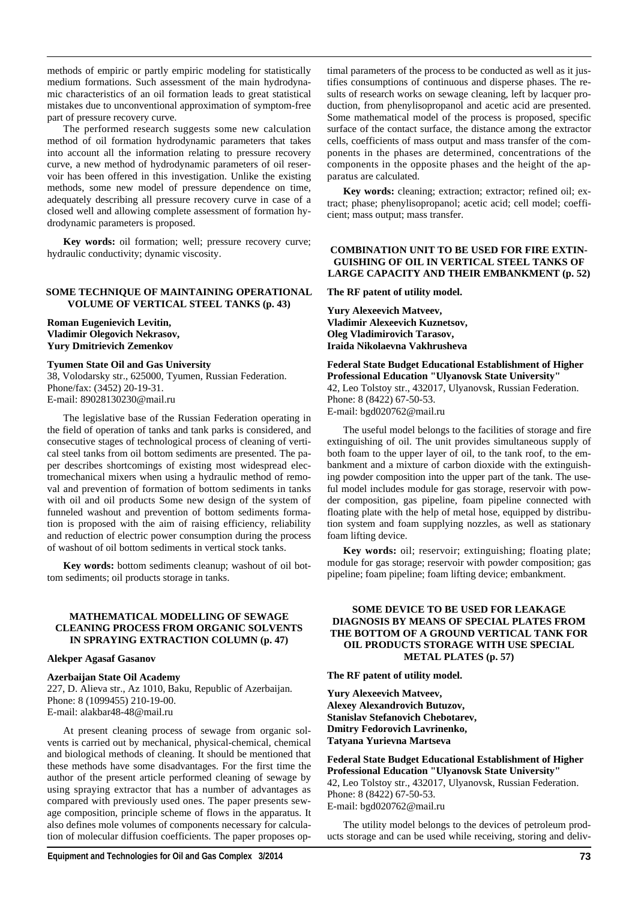methods of empiric or partly empiric modeling for statistically medium formations. Such assessment of the main hydrodynamic characteristics of an oil formation leads to great statistical mistakes due to unconventional approximation of symptom-free part of pressure recovery curve.

The performed research suggests some new calculation method of oil formation hydrodynamic parameters that takes into account all the information relating to pressure recovery curve, a new method of hydrodynamic parameters of oil reservoir has been offered in this investigation. Unlike the existing methods, some new model of pressure dependence on time, adequately describing all pressure recovery curve in case of a closed well and allowing complete assessment of formation hydrodynamic parameters is proposed.

**Key words:** oil formation; well; pressure recovery curve; hydraulic conductivity; dynamic viscosity.

### SOME TECHNIQUE OF MAINTAINING OPERATIONAL VOLUME OF VERTICAL STEEL TANKS (p. 43)

**Roman Eugenievich Levitin,**
**Vladimir Olegovich Nekrasov,**
**Yury Dmitrievich Zemenkov**

**Tyumen State Oil and Gas University**
38, Volodarsky str., 625000, Tyumen, Russian Federation.
Phone/fax: (3452) 20-19-31.
E-mail: 89028130230@mail.ru

The legislative base of the Russian Federation operating in the field of operation of tanks and tank parks is considered, and consecutive stages of technological process of cleaning of vertical steel tanks from oil bottom sediments are presented. The paper describes shortcomings of existing most widespread electromechanical mixers when using a hydraulic method of removal and prevention of formation of bottom sediments in tanks with oil and oil products Some new design of the system of funneled washout and prevention of bottom sediments formation is proposed with the aim of raising efficiency, reliability and reduction of electric power consumption during the process of washout of oil bottom sediments in vertical stock tanks.

**Key words:** bottom sediments cleanup; washout of oil bottom sediments; oil products storage in tanks.

### MATHEMATICAL MODELLING OF SEWAGE CLEANING PROCESS FROM ORGANIC SOLVENTS IN SPRAYING EXTRACTION COLUMN (p. 47)

**Alekper Agasaf Gasanov**

**Azerbaijan State Oil Academy**
227, D. Alieva str., Az 1010, Baku, Republic of Azerbaijan.
Phone: 8 (1099455) 210-19-00.
E-mail: alakbar48-48@mail.ru

At present cleaning process of sewage from organic solvents is carried out by mechanical, physical-chemical, chemical and biological methods of cleaning. It should be mentioned that these methods have some disadvantages. For the first time the author of the present article performed cleaning of sewage by using spraying extractor that has a number of advantages as compared with previously used ones. The paper presents sewage composition, principle scheme of flows in the apparatus. It also defines mole volumes of components necessary for calculation of molecular diffusion coefficients. The paper proposes optimal parameters of the process to be conducted as well as it justifies consumptions of continuous and disperse phases. The results of research works on sewage cleaning, left by lacquer production, from phenylisopropanol and acetic acid are presented. Some mathematical model of the process is proposed, specific surface of the contact surface, the distance among the extractor cells, coefficients of mass output and mass transfer of the components in the phases are determined, concentrations of the components in the opposite phases and the height of the apparatus are calculated.

**Key words:** cleaning; extraction; extractor; refined oil; extract; phase; phenylisopropanol; acetic acid; cell model; coefficient; mass output; mass transfer.

### COMBINATION UNIT TO BE USED FOR FIRE EXTINGUISHING OF OIL IN VERTICAL STEEL TANKS OF LARGE CAPACITY AND THEIR EMBANKMENT (p. 52)

**The RF patent of utility model.**

**Yury Alexeevich Matveev,**
**Vladimir Alexeevich Kuznetsov,**
**Oleg Vladimirovich Tarasov,**
**Iraida Nikolaevna Vakhrusheva**

**Federal State Budget Educational Establishment of Higher Professional Education "Ulyanovsk State University"**
42, Leo Tolstoy str., 432017, Ulyanovsk, Russian Federation.
Phone: 8 (8422) 67-50-53.
E-mail: bgd020762@mail.ru

The useful model belongs to the facilities of storage and fire extinguishing of oil. The unit provides simultaneous supply of both foam to the upper layer of oil, to the tank roof, to the embankment and a mixture of carbon dioxide with the extinguishing powder composition into the upper part of the tank. The useful model includes module for gas storage, reservoir with powder composition, gas pipeline, foam pipeline connected with floating plate with the help of metal hose, equipped by distribution system and foam supplying nozzles, as well as stationary foam lifting device.

**Key words:** oil; reservoir; extinguishing; floating plate; module for gas storage; reservoir with powder composition; gas pipeline; foam pipeline; foam lifting device; embankment.

### SOME DEVICE TO BE USED FOR LEAKAGE DIAGNOSIS BY MEANS OF SPECIAL PLATES FROM THE BOTTOM OF A GROUND VERTICAL TANK FOR OIL PRODUCTS STORAGE WITH USE SPECIAL METAL PLATES (p. 57)

**The RF patent of utility model.**

**Yury Alexeevich Matveev,**
**Alexey Alexandrovich Butuzov,**
**Stanislav Stefanovich Chebotarev,**
**Dmitry Fedorovich Lavrinenko,**
**Tatyana Yurievna Martseva**

**Federal State Budget Educational Establishment of Higher Professional Education "Ulyanovsk State University"**
42, Leo Tolstoy str., 432017, Ulyanovsk, Russian Federation.
Phone: 8 (8422) 67-50-53.
E-mail: bgd020762@mail.ru

The utility model belongs to the devices of petroleum products storage and can be used while receiving, storing and deliv-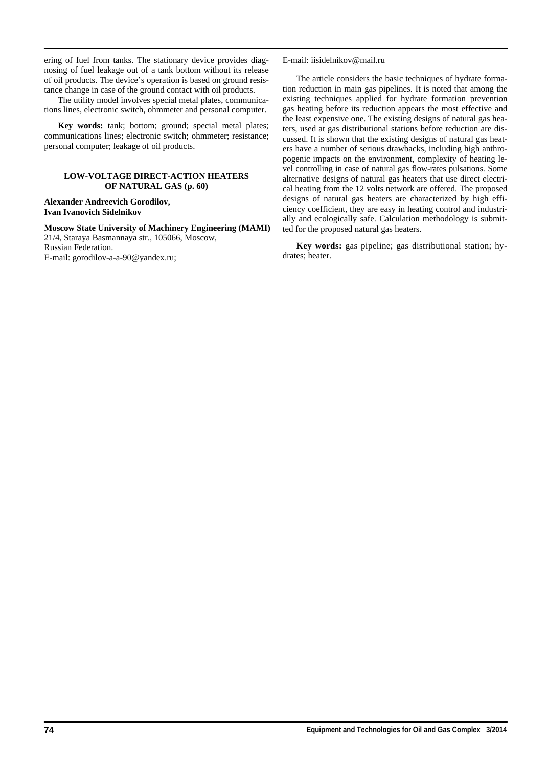ering of fuel from tanks. The stationary device provides diagnosing of fuel leakage out of a tank bottom without its release of oil products. The device's operation is based on ground resistance change in case of the ground contact with oil products.

The utility model involves special metal plates, communications lines, electronic switch, ohmmeter and personal computer.

**Key words:** tank; bottom; ground; special metal plates; communications lines; electronic switch; ohmmeter; resistance; personal computer; leakage of oil products.

## LOW-VOLTAGE DIRECT-ACTION HEATERS OF NATURAL GAS (p. 60)

**Alexander Andreevich Gorodilov,**
**Ivan Ivanovich Sidelnikov**

**Moscow State University of Machinery Engineering (MAMI)**
21/4, Staraya Basmannaya str., 105066, Moscow,
Russian Federation.
E-mail: gorodilov-a-a-90@yandex.ru;
E-mail: iisidelnikov@mail.ru

The article considers the basic techniques of hydrate formation reduction in main gas pipelines. It is noted that among the existing techniques applied for hydrate formation prevention gas heating before its reduction appears the most effective and the least expensive one. The existing designs of natural gas heaters, used at gas distributional stations before reduction are discussed. It is shown that the existing designs of natural gas heaters have a number of serious drawbacks, including high anthropogenic impacts on the environment, complexity of heating level controlling in case of natural gas flow-rates pulsations. Some alternative designs of natural gas heaters that use direct electrical heating from the 12 volts network are offered. The proposed designs of natural gas heaters are characterized by high efficiency coefficient, they are easy in heating control and industrially and ecologically safe. Calculation methodology is submitted for the proposed natural gas heaters.

**Key words:** gas pipeline; gas distributional station; hydrates; heater.